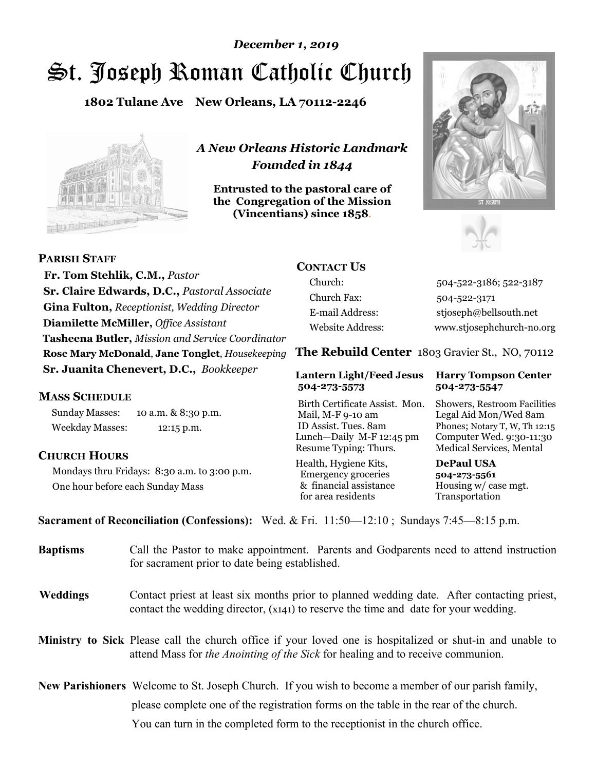*December 1, 2019*

# St. Joseph Roman Catholic Church

**1802 Tulane Ave New Orleans, LA 70112-2246**

*A New Orleans Historic Landmark*
*Founded in 1844*

**Entrusted to the pastoral care of the Congregation of the Mission (Vincentians) since 1858.**

## PARISH STAFF

**Fr. Tom Stehlik, C.M.,** *Pastor*
**Sr. Claire Edwards, D.C.,** *Pastoral Associate*
**Gina Fulton,** *Receptionist, Wedding Director*
**Diamilette McMiller,** *Office Assistant*
**Tasheena Butler,** *Mission and Service Coordinator*
**Rose Mary McDonald**, **Jane Tonglet**, *Housekeeping*
**Sr. Juanita Chenevert, D.C.,** *Bookkeeper*

## MASS SCHEDULE

Sunday Masses: 10 a.m. & 8:30 p.m.
Weekday Masses: 12:15 p.m.

## CHURCH HOURS

Mondays thru Fridays: 8:30 a.m. to 3:00 p.m.
One hour before each Sunday Mass

## CONTACT US

| | |
|---|---|
| Church: | 504-522-3186; 522-3187 |
| Church Fax: | 504-522-3171 |
| E-mail Address: | stjoseph@bellsouth.net |
| Website Address: | www.stjosephchurch-no.org |

**The Rebuild Center** 1803 Gravier St., NO, 70112

| **Lantern Light/Feed Jesus 504-273-5573** | **Harry Tompson Center 504-273-5547** |
|---|---|
| Birth Certificate Assist. Mon. Mail, M-F 9-10 am ID Assist. Tues. 8am Lunch—Daily M-F 12:45 pm Resume Typing: Thurs. | Showers, Restroom Facilities Legal Aid Mon/Wed 8am Phones; Notary T, W, Th 12:15 Computer Wed. 9:30-11:30 Medical Services, Mental |
| Health, Hygiene Kits, Emergency groceries & financial assistance for area residents | **DePaul USA 504-273-5561** Housing w/ case mgt. Transportation |

**Sacrament of Reconciliation (Confessions):** Wed. & Fri. 11:50—12:10 ; Sundays 7:45—8:15 p.m.

**Baptisms** Call the Pastor to make appointment. Parents and Godparents need to attend instruction for sacrament prior to date being established.

**Weddings** Contact priest at least six months prior to planned wedding date. After contacting priest, contact the wedding director, (x141) to reserve the time and date for your wedding.

**Ministry to Sick** Please call the church office if your loved one is hospitalized or shut-in and unable to attend Mass for *the Anointing of the Sick* for healing and to receive communion.

**New Parishioners** Welcome to St. Joseph Church. If you wish to become a member of our parish family, please complete one of the registration forms on the table in the rear of the church. You can turn in the completed form to the receptionist in the church office.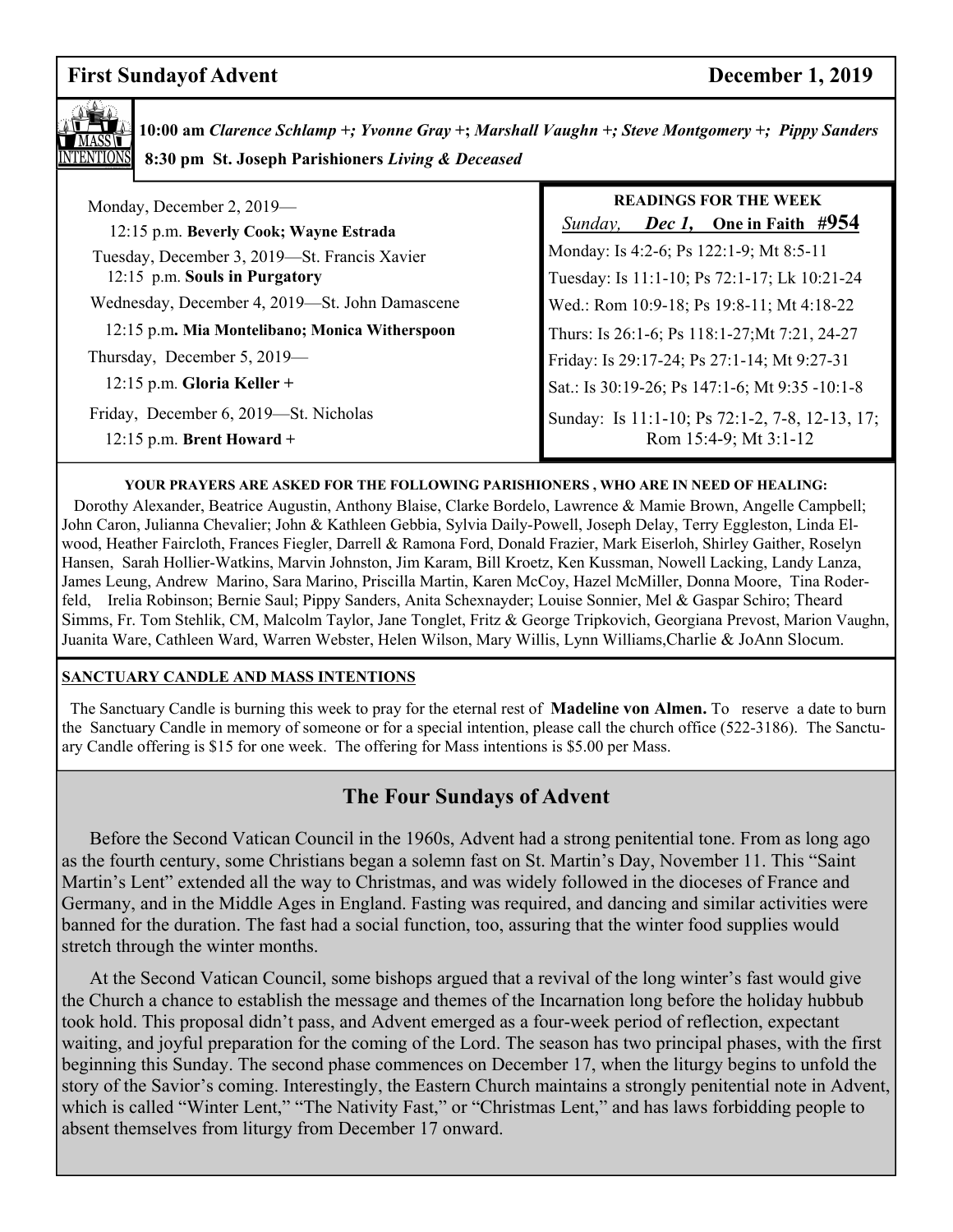## First Sundayof Advent — December 1, 2019

**MASS INTENTIONS**

**10:00 am** *Clarence Schlamp +; Yvonne Gray +; Marshall Vaughn +; Steve Montgomery +; Pippy Sanders*

**8:30 pm St. Joseph Parishioners** *Living & Deceased*

Monday, December 2, 2019—
12:15 p.m. **Beverly Cook; Wayne Estrada**

Tuesday, December 3, 2019—St. Francis Xavier
12:15 p.m. **Souls in Purgatory**

Wednesday, December 4, 2019—St. John Damascene
12:15 p.m**. Mia Montelibano; Monica Witherspoon**

Thursday, December 5, 2019—
12:15 p.m. **Gloria Keller +**

Friday, December 6, 2019—St. Nicholas
12:15 p.m. **Brent Howard +**

**READINGS FOR THE WEEK**

*Sunday, **Dec 1,*** **One in Faith #954**

Monday: Is 4:2-6; Ps 122:1-9; Mt 8:5-11

Tuesday: Is 11:1-10; Ps 72:1-17; Lk 10:21-24

Wed.: Rom 10:9-18; Ps 19:8-11; Mt 4:18-22

Thurs: Is 26:1-6; Ps 118:1-27;Mt 7:21, 24-27

Friday: Is 29:17-24; Ps 27:1-14; Mt 9:27-31

Sat.: Is 30:19-26; Ps 147:1-6; Mt 9:35 -10:1-8

Sunday: Is 11:1-10; Ps 72:1-2, 7-8, 12-13, 17; Rom 15:4-9; Mt 3:1-12

**YOUR PRAYERS ARE ASKED FOR THE FOLLOWING PARISHIONERS , WHO ARE IN NEED OF HEALING:**

Dorothy Alexander, Beatrice Augustin, Anthony Blaise, Clarke Bordelo, Lawrence & Mamie Brown, Angelle Campbell; John Caron, Julianna Chevalier; John & Kathleen Gebbia, Sylvia Daily-Powell, Joseph Delay, Terry Eggleston, Linda Elwood, Heather Faircloth, Frances Fiegler, Darrell & Ramona Ford, Donald Frazier, Mark Eiserloh, Shirley Gaither, Roselyn Hansen, Sarah Hollier-Watkins, Marvin Johnston, Jim Karam, Bill Kroetz, Ken Kussman, Nowell Lacking, Landy Lanza, James Leung, Andrew Marino, Sara Marino, Priscilla Martin, Karen McCoy, Hazel McMiller, Donna Moore, Tina Roderfeld, Irelia Robinson; Bernie Saul; Pippy Sanders, Anita Schexnayder; Louise Sonnier, Mel & Gaspar Schiro; Theard Simms, Fr. Tom Stehlik, CM, Malcolm Taylor, Jane Tonglet, Fritz & George Tripkovich, Georgiana Prevost, Marion Vaughn, Juanita Ware, Cathleen Ward, Warren Webster, Helen Wilson, Mary Willis, Lynn Williams,Charlie & JoAnn Slocum.

**SANCTUARY CANDLE AND MASS INTENTIONS**

The Sanctuary Candle is burning this week to pray for the eternal rest of **Madeline von Almen.** To reserve a date to burn the Sanctuary Candle in memory of someone or for a special intention, please call the church office (522-3186). The Sanctuary Candle offering is $15 for one week. The offering for Mass intentions is $5.00 per Mass.

## The Four Sundays of Advent

Before the Second Vatican Council in the 1960s, Advent had a strong penitential tone. From as long ago as the fourth century, some Christians began a solemn fast on St. Martin's Day, November 11. This "Saint Martin's Lent" extended all the way to Christmas, and was widely followed in the dioceses of France and Germany, and in the Middle Ages in England. Fasting was required, and dancing and similar activities were banned for the duration. The fast had a social function, too, assuring that the winter food supplies would stretch through the winter months.

At the Second Vatican Council, some bishops argued that a revival of the long winter's fast would give the Church a chance to establish the message and themes of the Incarnation long before the holiday hubbub took hold. This proposal didn't pass, and Advent emerged as a four-week period of reflection, expectant waiting, and joyful preparation for the coming of the Lord. The season has two principal phases, with the first beginning this Sunday. The second phase commences on December 17, when the liturgy begins to unfold the story of the Savior's coming. Interestingly, the Eastern Church maintains a strongly penitential note in Advent, which is called "Winter Lent," "The Nativity Fast," or "Christmas Lent," and has laws forbidding people to absent themselves from liturgy from December 17 onward.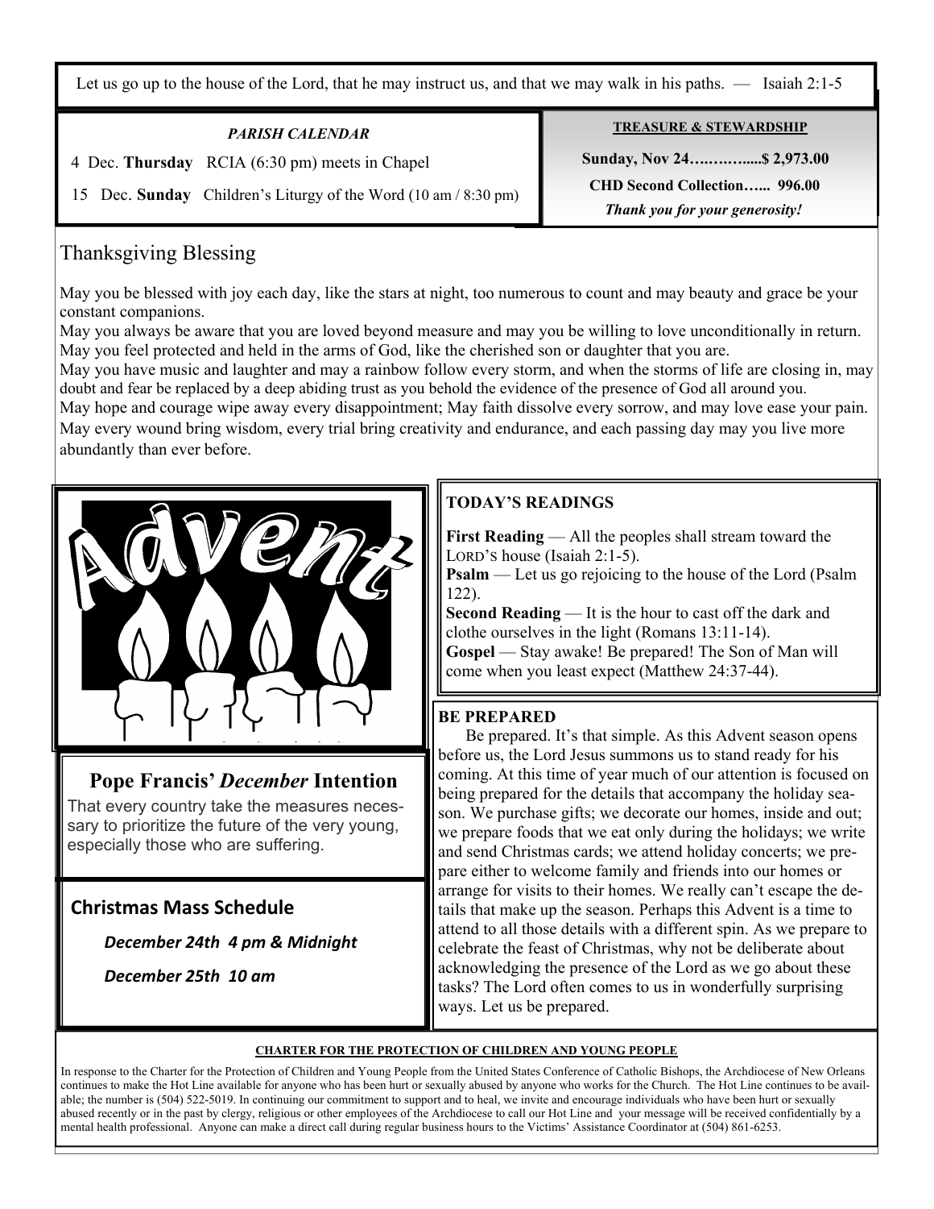Let us go up to the house of the Lord, that he may instruct us, and that we may walk in his paths. — Isaiah 2:1-5

***PARISH CALENDAR***

4 Dec. **Thursday** RCIA (6:30 pm) meets in Chapel

15 Dec. **Sunday** Children's Liturgy of the Word (10 am / 8:30 pm)

**TREASURE & STEWARDSHIP**

**Sunday, Nov 24…..……....$ 2,973.00**

**CHD Second Collection…... 996.00**

***Thank you for your generosity!***

## Thanksgiving Blessing

May you be blessed with joy each day, like the stars at night, too numerous to count and may beauty and grace be your constant companions.
May you always be aware that you are loved beyond measure and may you be willing to love unconditionally in return.
May you feel protected and held in the arms of God, like the cherished son or daughter that you are.
May you have music and laughter and may a rainbow follow every storm, and when the storms of life are closing in, may doubt and fear be replaced by a deep abiding trust as you behold the evidence of the presence of God all around you.
May hope and courage wipe away every disappointment; May faith dissolve every sorrow, and may love ease your pain.
May every wound bring wisdom, every trial bring creativity and endurance, and each passing day may you live more abundantly than ever before.

Advent

## Pope Francis' *December* Intention

That every country take the measures necessary to prioritize the future of the very young, especially those who are suffering.

## Christmas Mass Schedule

***December 24th 4 pm & Midnight***

***December 25th 10 am***

**TODAY'S READINGS**

**First Reading** — All the peoples shall stream toward the LORD'S house (Isaiah 2:1-5).
**Psalm** — Let us go rejoicing to the house of the Lord (Psalm 122).
**Second Reading** — It is the hour to cast off the dark and clothe ourselves in the light (Romans 13:11-14).
**Gospel** — Stay awake! Be prepared! The Son of Man will come when you least expect (Matthew 24:37-44).

**BE PREPARED**

Be prepared. It's that simple. As this Advent season opens before us, the Lord Jesus summons us to stand ready for his coming. At this time of year much of our attention is focused on being prepared for the details that accompany the holiday season. We purchase gifts; we decorate our homes, inside and out; we prepare foods that we eat only during the holidays; we write and send Christmas cards; we attend holiday concerts; we prepare either to welcome family and friends into our homes or arrange for visits to their homes. We really can't escape the details that make up the season. Perhaps this Advent is a time to attend to all those details with a different spin. As we prepare to celebrate the feast of Christmas, why not be deliberate about acknowledging the presence of the Lord as we go about these tasks? The Lord often comes to us in wonderfully surprising ways. Let us be prepared.

**CHARTER FOR THE PROTECTION OF CHILDREN AND YOUNG PEOPLE**

In response to the Charter for the Protection of Children and Young People from the United States Conference of Catholic Bishops, the Archdiocese of New Orleans continues to make the Hot Line available for anyone who has been hurt or sexually abused by anyone who works for the Church. The Hot Line continues to be available; the number is (504) 522-5019. In continuing our commitment to support and to heal, we invite and encourage individuals who have been hurt or sexually abused recently or in the past by clergy, religious or other employees of the Archdiocese to call our Hot Line and your message will be received confidentially by a mental health professional. Anyone can make a direct call during regular business hours to the Victims' Assistance Coordinator at (504) 861-6253.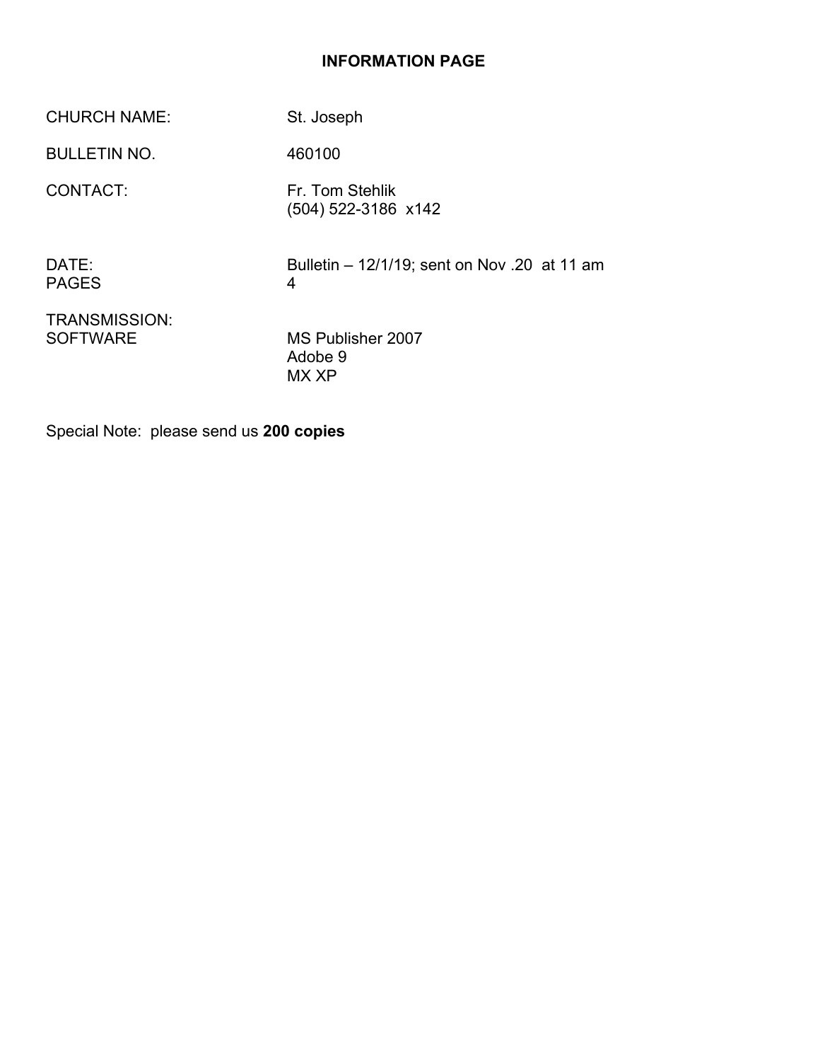# INFORMATION PAGE

| | |
|---|---|
| CHURCH NAME: | St. Joseph |
| BULLETIN NO. | 460100 |
| CONTACT: | Fr. Tom Stehlik<br>(504) 522-3186 x142 |
| DATE:<br>PAGES | Bulletin – 12/1/19; sent on Nov .20 at 11 am<br>4 |
| TRANSMISSION:<br>SOFTWARE | MS Publisher 2007<br>Adobe 9<br>MX XP |

Special Note: please send us **200 copies**